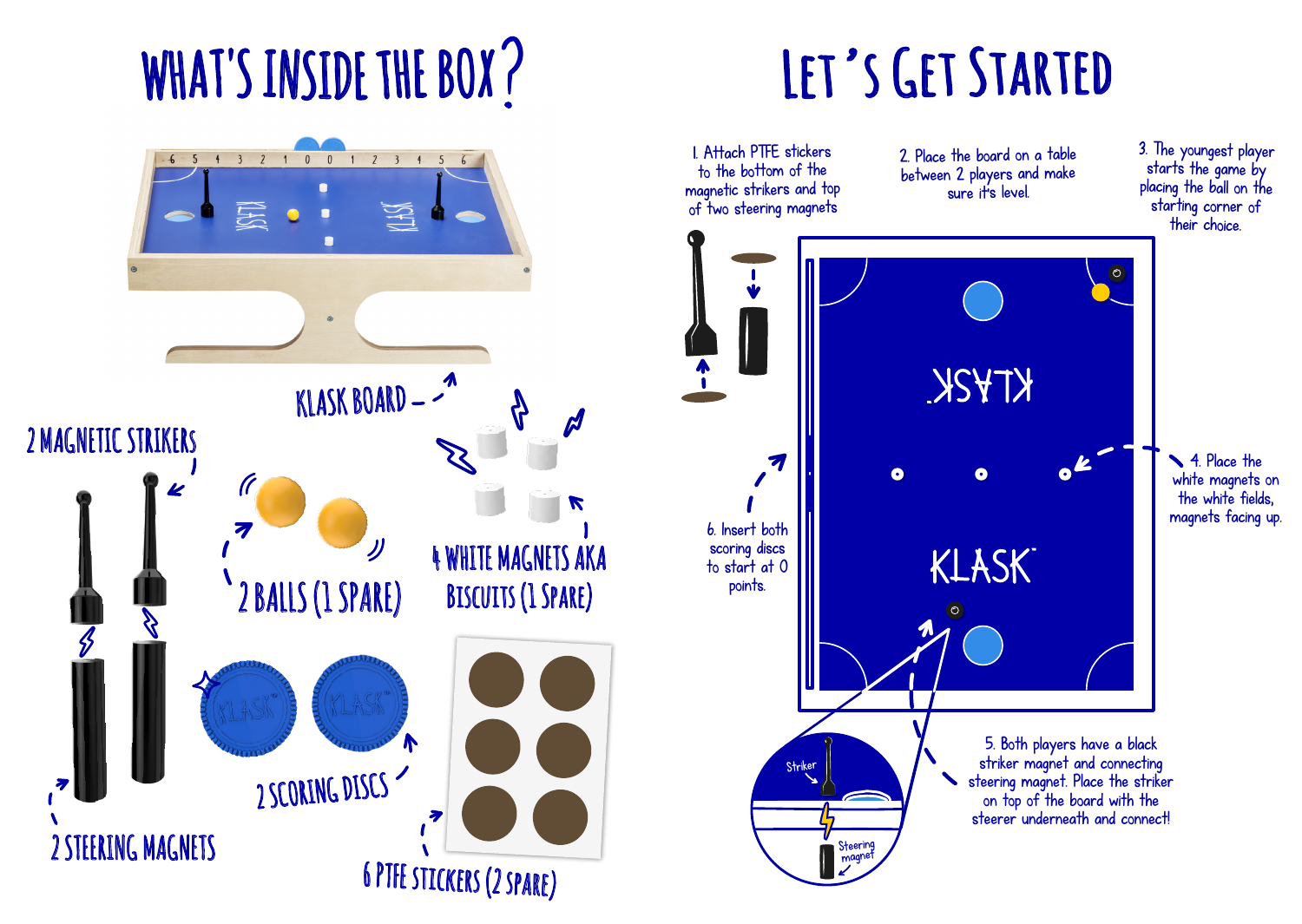# WHAT'S INSIDE THE BOX?

- KLASK BOARD
- 2 MAGNETIC STRIKERS
- 2 BALLS (1 SPARE)
- 4 WHITE MAGNETS AKA BISCUITS (1 SPARE)
- 2 STEERING MAGNETS
- 2 SCORING DISCS
- 6 PTFE STICKERS (2 SPARE)

# LET'S GET STARTED

1. Attach PTFE stickers to the bottom of the magnetic strikers and top of two steering magnets
2. Place the board on a table between 2 players and make sure it's level.
3. The youngest player starts the game by placing the ball on the starting corner of their choice.
4. Place the white magnets on the white fields, magnets facing up.
5. Both players have a black striker magnet and connecting steering magnet. Place the striker on top of the board with the steerer underneath and connect!
6. Insert both scoring discs to start at 0 points.

Striker

Steering magnet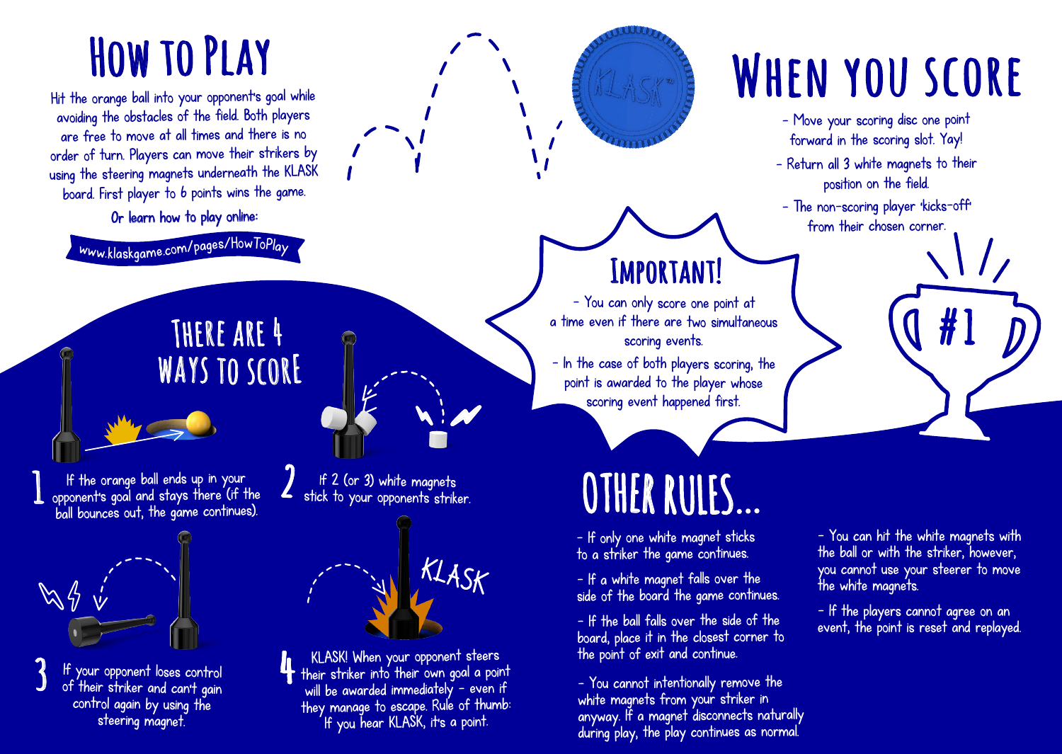# How to Play

Hit the orange ball into your opponent's goal while avoiding the obstacles of the field. Both players are free to move at all times and there is no order of turn. Players can move their strikers by using the steering magnets underneath the KLASK board. First player to 6 points wins the game.

**Or learn how to play online:**

www.klaskgame.com/pages/HowToPlay

# When you score

- Move your scoring disc one point forward in the scoring slot. Yay!
- Return all 3 white magnets to their position on the field.
- The non-scoring player 'kicks-off' from their chosen corner.

## Important!

- You can only score one point at a time even if there are two simultaneous scoring events.
- In the case of both players scoring, the point is awarded to the player whose scoring event happened first.

## There are 4 ways to score

1. If the orange ball ends up in your opponent's goal and stays there (if the ball bounces out, the game continues).
2. If 2 (or 3) white magnets stick to your opponents striker.
3. If your opponent loses control of their striker and can't gain control again by using the steering magnet.
4. KLASK! When your opponent steers their striker into their own goal a point will be awarded immediately - even if they manage to escape. Rule of thumb: If you hear KLASK, it's a point.

## Other rules...

- If only one white magnet sticks to a striker the game continues.
- If a white magnet falls over the side of the board the game continues.
- If the ball falls over the side of the board, place it in the closest corner to the point of exit and continue.
- You cannot intentionally remove the white magnets from your striker in anyway. If a magnet disconnects naturally during play, the play continues as normal.
- You can hit the white magnets with the ball or with the striker, however, you cannot use your steerer to move the white magnets.
- If the players cannot agree on an event, the point is reset and replayed.